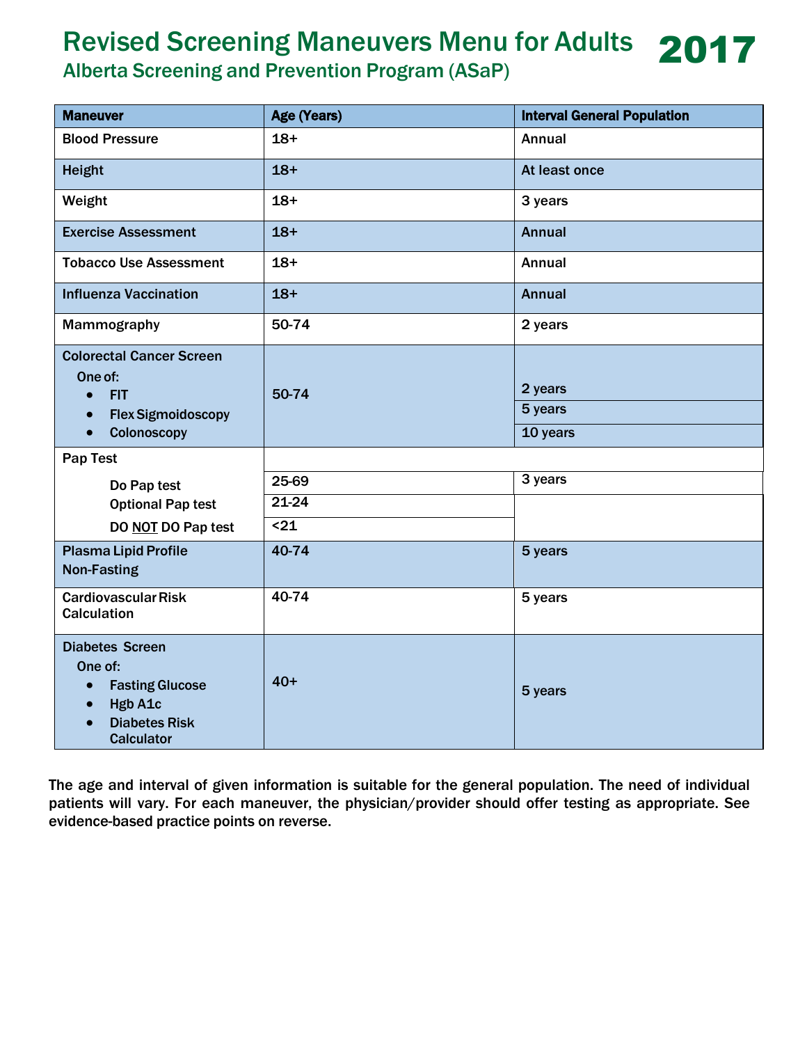# Revised Screening Maneuvers Menu for Adults

## Alberta Screening and Prevention Program (ASaP)

# 2017

| Maneuver | Age (Years) | Interval General Population |
|---|---|---|
| Blood Pressure | 18+ | Annual |
| Height | 18+ | At least once |
| Weight | 18+ | 3 years |
| Exercise Assessment | 18+ | Annual |
| Tobacco Use Assessment | 18+ | Annual |
| Influenza Vaccination | 18+ | Annual |
| Mammography | 50-74 | 2 years |
| Colorectal Cancer Screen<br>One of: | 50-74 | |
| • FIT | | 2 years |
| • Flex Sigmoidoscopy | | 5 years |
| • Colonoscopy | | 10 years |
| Pap Test | | |
| Do Pap test | 25-69 | 3 years |
| Optional Pap test | 21-24 | |
| DO NOT DO Pap test | <21 | |
| Plasma Lipid Profile Non-Fasting | 40-74 | 5 years |
| Cardiovascular Risk Calculation | 40-74 | 5 years |
| Diabetes Screen<br>One of:<br>• Fasting Glucose<br>• Hgb A1c<br>• Diabetes Risk Calculator | 40+ | 5 years |

The age and interval of given information is suitable for the general population. The need of individual patients will vary. For each maneuver, the physician/provider should offer testing as appropriate. See evidence-based practice points on reverse.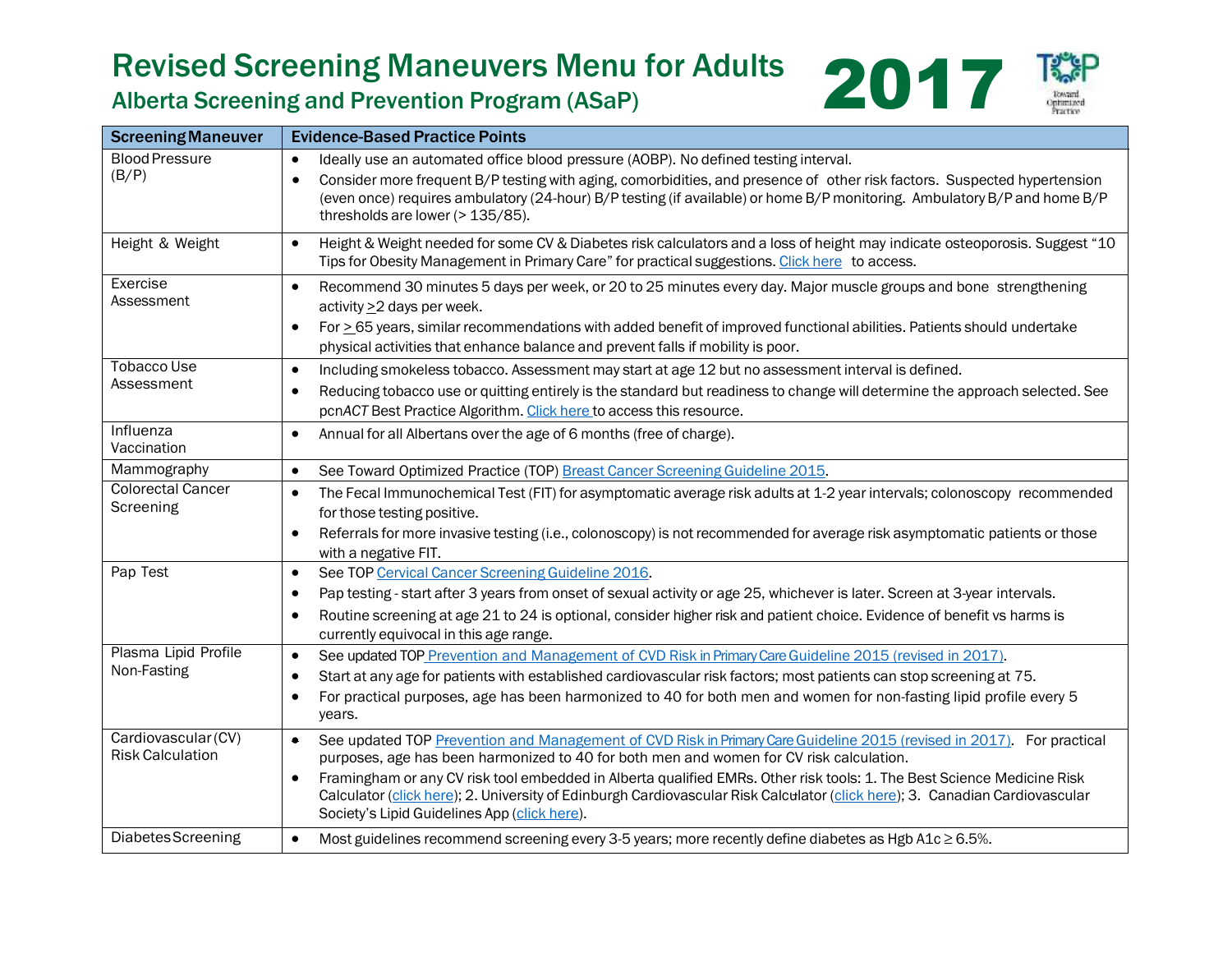# Revised Screening Maneuvers Menu for Adults

## Alberta Screening and Prevention Program (ASaP)

**2017**

| Screening Maneuver | Evidence-Based Practice Points |
|---|---|
| Blood Pressure (B/P) | • Ideally use an automated office blood pressure (AOBP). No defined testing interval.<br>• Consider more frequent B/P testing with aging, comorbidities, and presence of other risk factors. Suspected hypertension (even once) requires ambulatory (24-hour) B/P testing (if available) or home B/P monitoring. Ambulatory B/P and home B/P thresholds are lower (> 135/85). |
| Height & Weight | • Height & Weight needed for some CV & Diabetes risk calculators and a loss of height may indicate osteoporosis. Suggest "10 Tips for Obesity Management in Primary Care" for practical suggestions. Click here to access. |
| Exercise Assessment | • Recommend 30 minutes 5 days per week, or 20 to 25 minutes every day. Major muscle groups and bone strengthening activity ≥2 days per week.<br>• For ≥ 65 years, similar recommendations with added benefit of improved functional abilities. Patients should undertake physical activities that enhance balance and prevent falls if mobility is poor. |
| Tobacco Use Assessment | • Including smokeless tobacco. Assessment may start at age 12 but no assessment interval is defined.<br>• Reducing tobacco use or quitting entirely is the standard but readiness to change will determine the approach selected. See pcn*ACT* Best Practice Algorithm. Click here to access this resource. |
| Influenza Vaccination | • Annual for all Albertans over the age of 6 months (free of charge). |
| Mammography | • See Toward Optimized Practice (TOP) Breast Cancer Screening Guideline 2015. |
| Colorectal Cancer Screening | • The Fecal Immunochemical Test (FIT) for asymptomatic average risk adults at 1-2 year intervals; colonoscopy recommended for those testing positive.<br>• Referrals for more invasive testing (i.e., colonoscopy) is not recommended for average risk asymptomatic patients or those with a negative FIT. |
| Pap Test | • See TOP Cervical Cancer Screening Guideline 2016.<br>• Pap testing - start after 3 years from onset of sexual activity or age 25, whichever is later. Screen at 3-year intervals.<br>• Routine screening at age 21 to 24 is optional, consider higher risk and patient choice. Evidence of benefit vs harms is currently equivocal in this age range. |
| Plasma Lipid Profile Non-Fasting | • See updated TOP Prevention and Management of CVD Risk in Primary Care Guideline 2015 (revised in 2017).<br>• Start at any age for patients with established cardiovascular risk factors; most patients can stop screening at 75.<br>• For practical purposes, age has been harmonized to 40 for both men and women for non-fasting lipid profile every 5 years. |
| Cardiovascular (CV) Risk Calculation | • See updated TOP Prevention and Management of CVD Risk in Primary Care Guideline 2015 (revised in 2017). For practical purposes, age has been harmonized to 40 for both men and women for CV risk calculation.<br>• Framingham or any CV risk tool embedded in Alberta qualified EMRs. Other risk tools: 1. The Best Science Medicine Risk Calculator (click here); 2. University of Edinburgh Cardiovascular Risk Calculator (click here); 3. Canadian Cardiovascular Society's Lipid Guidelines App (click here). |
| Diabetes Screening | • Most guidelines recommend screening every 3-5 years; more recently define diabetes as Hgb A1c ≥ 6.5%. |